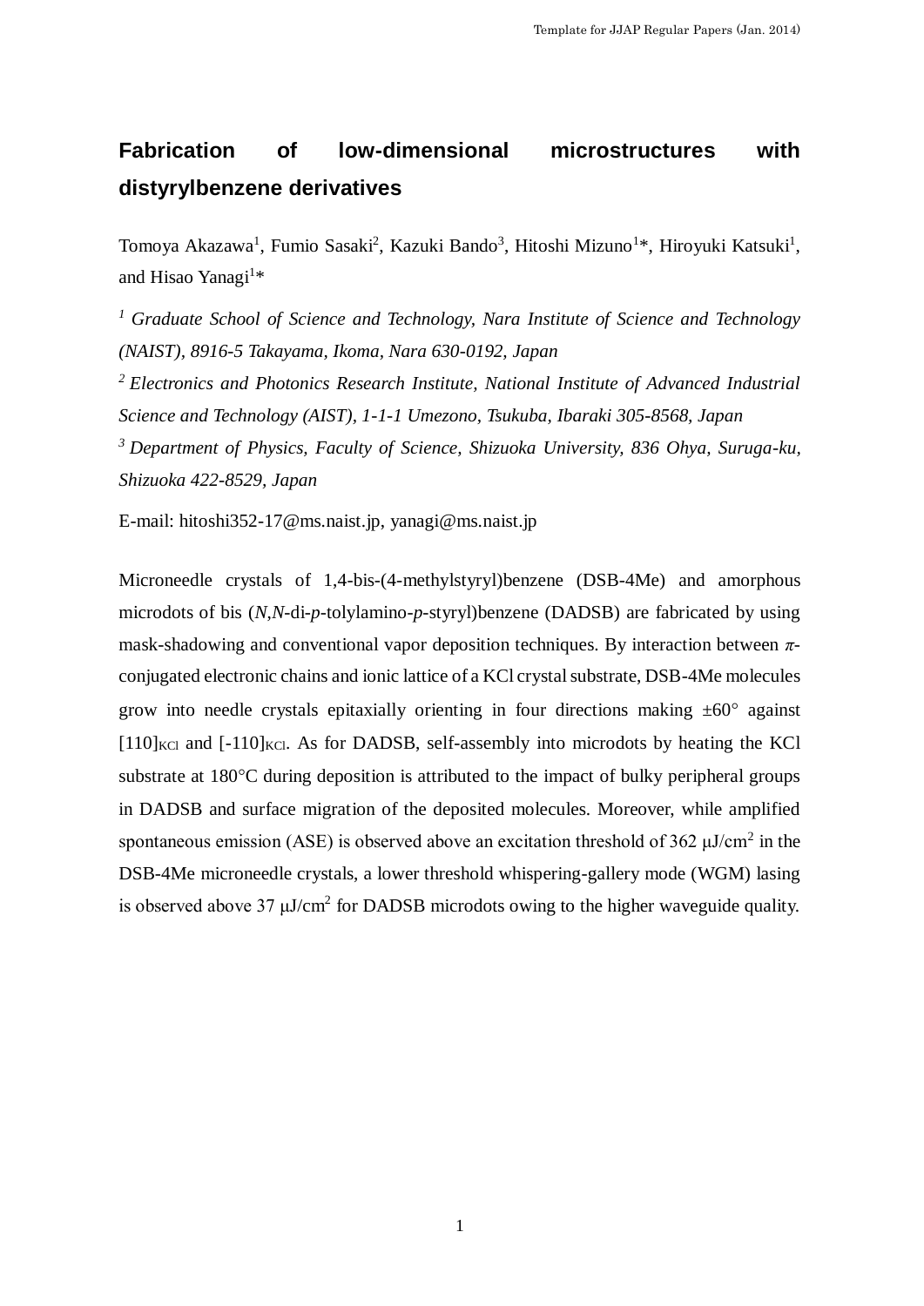# Fabrication of low-dimensional microstructures with distyrylbenzene derivatives

Tomoya Akazawa[1], Fumio Sasaki[2], Kazuki Bando[3], Hitoshi Mizuno[1]*, Hiroyuki Katsuki[1], and Hisao Yanagi[1]*

[1] *Graduate School of Science and Technology, Nara Institute of Science and Technology (NAIST), 8916-5 Takayama, Ikoma, Nara 630-0192, Japan*

[2] *Electronics and Photonics Research Institute, National Institute of Advanced Industrial Science and Technology (AIST), 1-1-1 Umezono, Tsukuba, Ibaraki 305-8568, Japan*

[3] *Department of Physics, Faculty of Science, Shizuoka University, 836 Ohya, Suruga-ku, Shizuoka 422-8529, Japan*

E-mail: hitoshi352-17@ms.naist.jp, yanagi@ms.naist.jp

Microneedle crystals of 1,4-bis-(4-methylstyryl)benzene (DSB-4Me) and amorphous microdots of bis (*N*,*N*-di-*p*-tolylamino-*p*-styryl)benzene (DADSB) are fabricated by using mask-shadowing and conventional vapor deposition techniques. By interaction between $\pi$-conjugated electronic chains and ionic lattice of a KCl crystal substrate, DSB-4Me molecules grow into needle crystals epitaxially orienting in four directions making ±60° against $[110]_{KCl}$ and $[-110]_{KCl}$. As for DADSB, self-assembly into microdots by heating the KCl substrate at 180°C during deposition is attributed to the impact of bulky peripheral groups in DADSB and surface migration of the deposited molecules. Moreover, while amplified spontaneous emission (ASE) is observed above an excitation threshold of 362 μJ/cm$^2$ in the DSB-4Me microneedle crystals, a lower threshold whispering-gallery mode (WGM) lasing is observed above 37 μJ/cm$^2$ for DADSB microdots owing to the higher waveguide quality.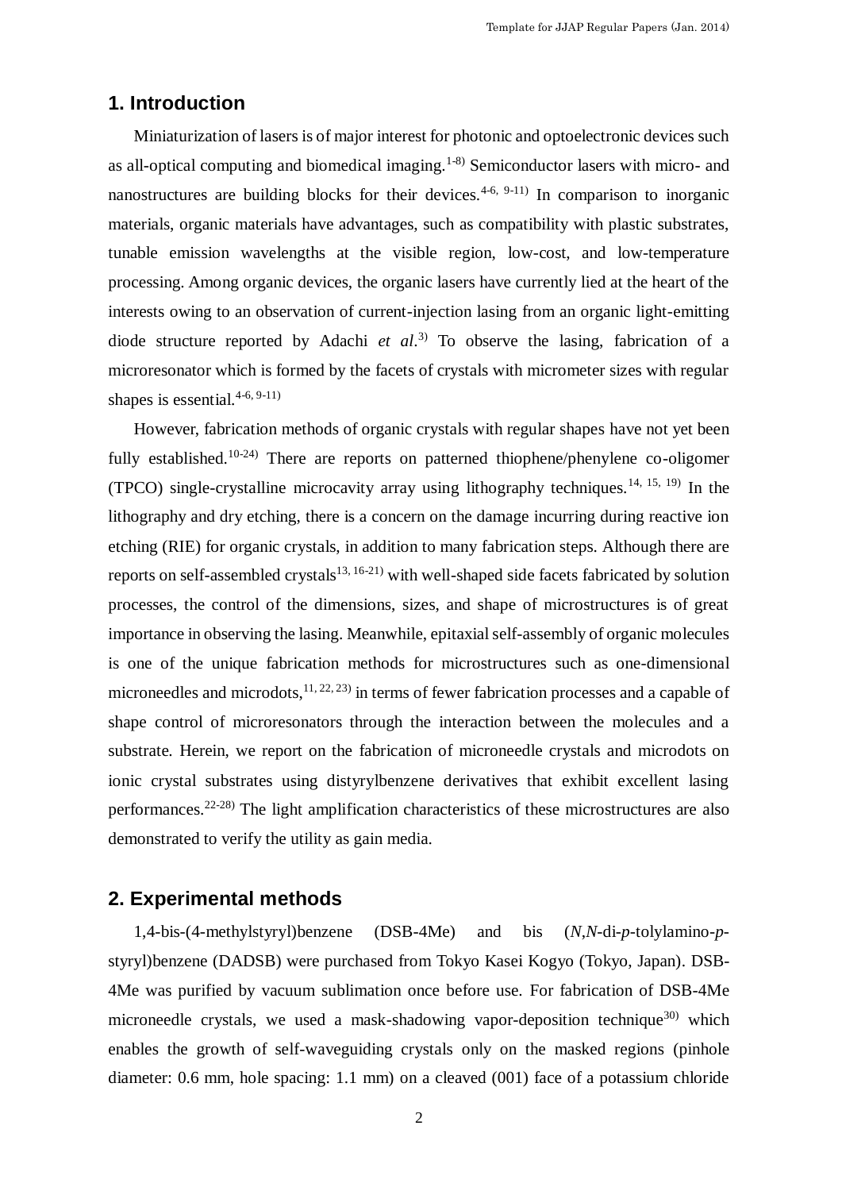## 1. Introduction

Miniaturization of lasers is of major interest for photonic and optoelectronic devices such as all-optical computing and biomedical imaging.[1-8] Semiconductor lasers with micro- and nanostructures are building blocks for their devices.[4-6, 9-11] In comparison to inorganic materials, organic materials have advantages, such as compatibility with plastic substrates, tunable emission wavelengths at the visible region, low-cost, and low-temperature processing. Among organic devices, the organic lasers have currently lied at the heart of the interests owing to an observation of current-injection lasing from an organic light-emitting diode structure reported by Adachi *et al*.[3] To observe the lasing, fabrication of a microresonator which is formed by the facets of crystals with micrometer sizes with regular shapes is essential.[4-6, 9-11]

However, fabrication methods of organic crystals with regular shapes have not yet been fully established.[10-24] There are reports on patterned thiophene/phenylene co-oligomer (TPCO) single-crystalline microcavity array using lithography techniques.[14, 15, 19] In the lithography and dry etching, there is a concern on the damage incurring during reactive ion etching (RIE) for organic crystals, in addition to many fabrication steps. Although there are reports on self-assembled crystals[13, 16-21] with well-shaped side facets fabricated by solution processes, the control of the dimensions, sizes, and shape of microstructures is of great importance in observing the lasing. Meanwhile, epitaxial self-assembly of organic molecules is one of the unique fabrication methods for microstructures such as one-dimensional microneedles and microdots,[11, 22, 23] in terms of fewer fabrication processes and a capable of shape control of microresonators through the interaction between the molecules and a substrate. Herein, we report on the fabrication of microneedle crystals and microdots on ionic crystal substrates using distyrylbenzene derivatives that exhibit excellent lasing performances.[22-28] The light amplification characteristics of these microstructures are also demonstrated to verify the utility as gain media.

## 2. Experimental methods

1,4-bis-(4-methylstyryl)benzene (DSB-4Me) and bis (*N*,*N*-di-*p*-tolylamino-*p*-styryl)benzene (DADSB) were purchased from Tokyo Kasei Kogyo (Tokyo, Japan). DSB-4Me was purified by vacuum sublimation once before use. For fabrication of DSB-4Me microneedle crystals, we used a mask-shadowing vapor-deposition technique[30] which enables the growth of self-waveguiding crystals only on the masked regions (pinhole diameter: 0.6 mm, hole spacing: 1.1 mm) on a cleaved (001) face of a potassium chloride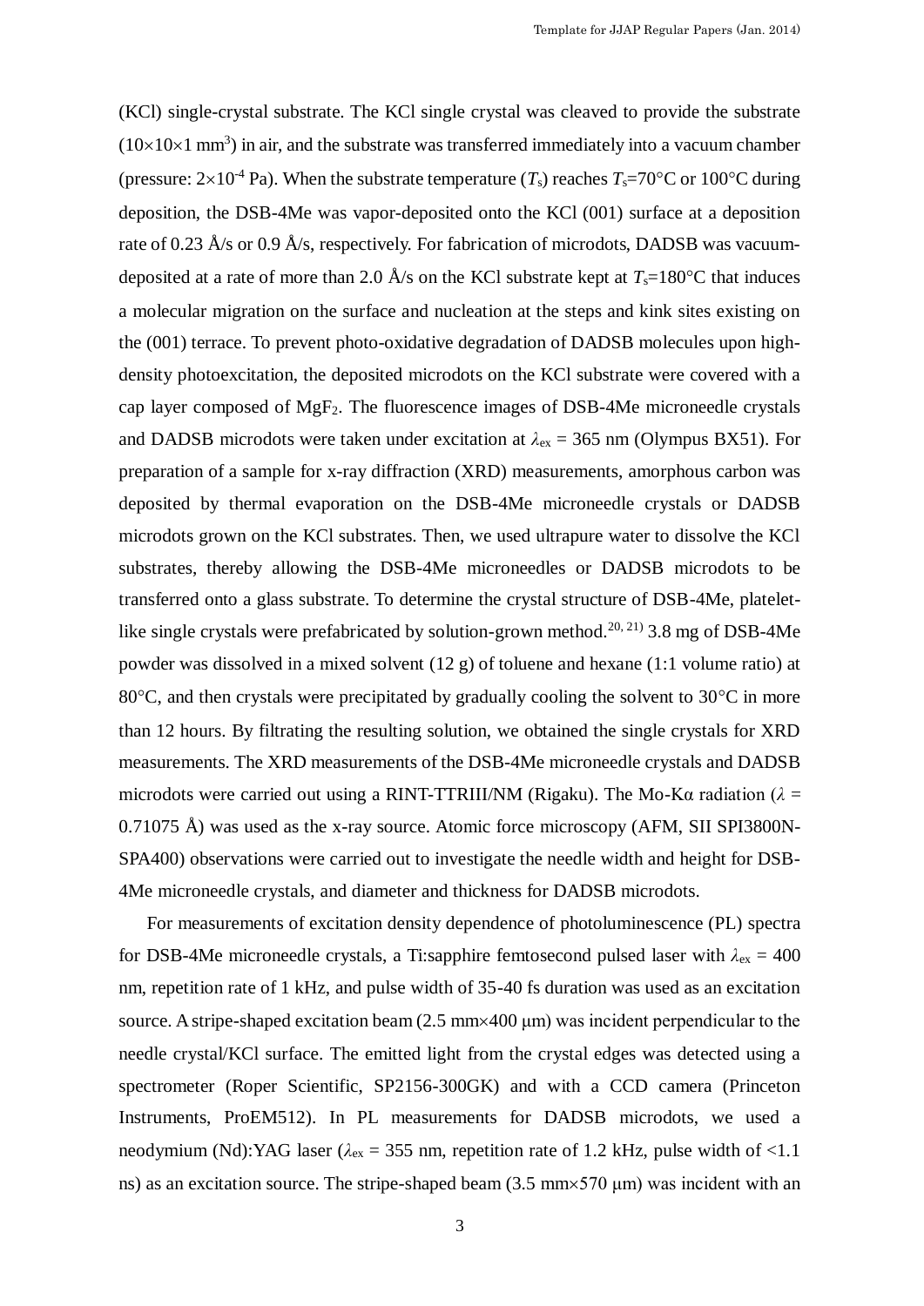(KCl) single-crystal substrate. The KCl single crystal was cleaved to provide the substrate ($10\times10\times1$ mm$^3$) in air, and the substrate was transferred immediately into a vacuum chamber (pressure: $2\times10^{-4}$ Pa). When the substrate temperature ($T_s$) reaches $T_s$=70°C or 100°C during deposition, the DSB-4Me was vapor-deposited onto the KCl (001) surface at a deposition rate of 0.23 Å/s or 0.9 Å/s, respectively. For fabrication of microdots, DADSB was vacuum-deposited at a rate of more than 2.0 Å/s on the KCl substrate kept at $T_s$=180°C that induces a molecular migration on the surface and nucleation at the steps and kink sites existing on the (001) terrace. To prevent photo-oxidative degradation of DADSB molecules upon high-density photoexcitation, the deposited microdots on the KCl substrate were covered with a cap layer composed of $MgF_2$. The fluorescence images of DSB-4Me microneedle crystals and DADSB microdots were taken under excitation at $\lambda_{ex}$ = 365 nm (Olympus BX51). For preparation of a sample for x-ray diffraction (XRD) measurements, amorphous carbon was deposited by thermal evaporation on the DSB-4Me microneedle crystals or DADSB microdots grown on the KCl substrates. Then, we used ultrapure water to dissolve the KCl substrates, thereby allowing the DSB-4Me microneedles or DADSB microdots to be transferred onto a glass substrate. To determine the crystal structure of DSB-4Me, platelet-like single crystals were prefabricated by solution-grown method.[20, 21] 3.8 mg of DSB-4Me powder was dissolved in a mixed solvent (12 g) of toluene and hexane (1:1 volume ratio) at 80°C, and then crystals were precipitated by gradually cooling the solvent to 30°C in more than 12 hours. By filtrating the resulting solution, we obtained the single crystals for XRD measurements. The XRD measurements of the DSB-4Me microneedle crystals and DADSB microdots were carried out using a RINT-TTRIII/NM (Rigaku). The Mo-Kα radiation ($\lambda$ = 0.71075 Å) was used as the x-ray source. Atomic force microscopy (AFM, SII SPI3800N-SPA400) observations were carried out to investigate the needle width and height for DSB-4Me microneedle crystals, and diameter and thickness for DADSB microdots.

For measurements of excitation density dependence of photoluminescence (PL) spectra for DSB-4Me microneedle crystals, a Ti:sapphire femtosecond pulsed laser with $\lambda_{ex}$ = 400 nm, repetition rate of 1 kHz, and pulse width of 35-40 fs duration was used as an excitation source. A stripe-shaped excitation beam (2.5 mm×400 μm) was incident perpendicular to the needle crystal/KCl surface. The emitted light from the crystal edges was detected using a spectrometer (Roper Scientific, SP2156-300GK) and with a CCD camera (Princeton Instruments, ProEM512). In PL measurements for DADSB microdots, we used a neodymium (Nd):YAG laser ($\lambda_{ex}$ = 355 nm, repetition rate of 1.2 kHz, pulse width of <1.1 ns) as an excitation source. The stripe-shaped beam (3.5 mm×570 μm) was incident with an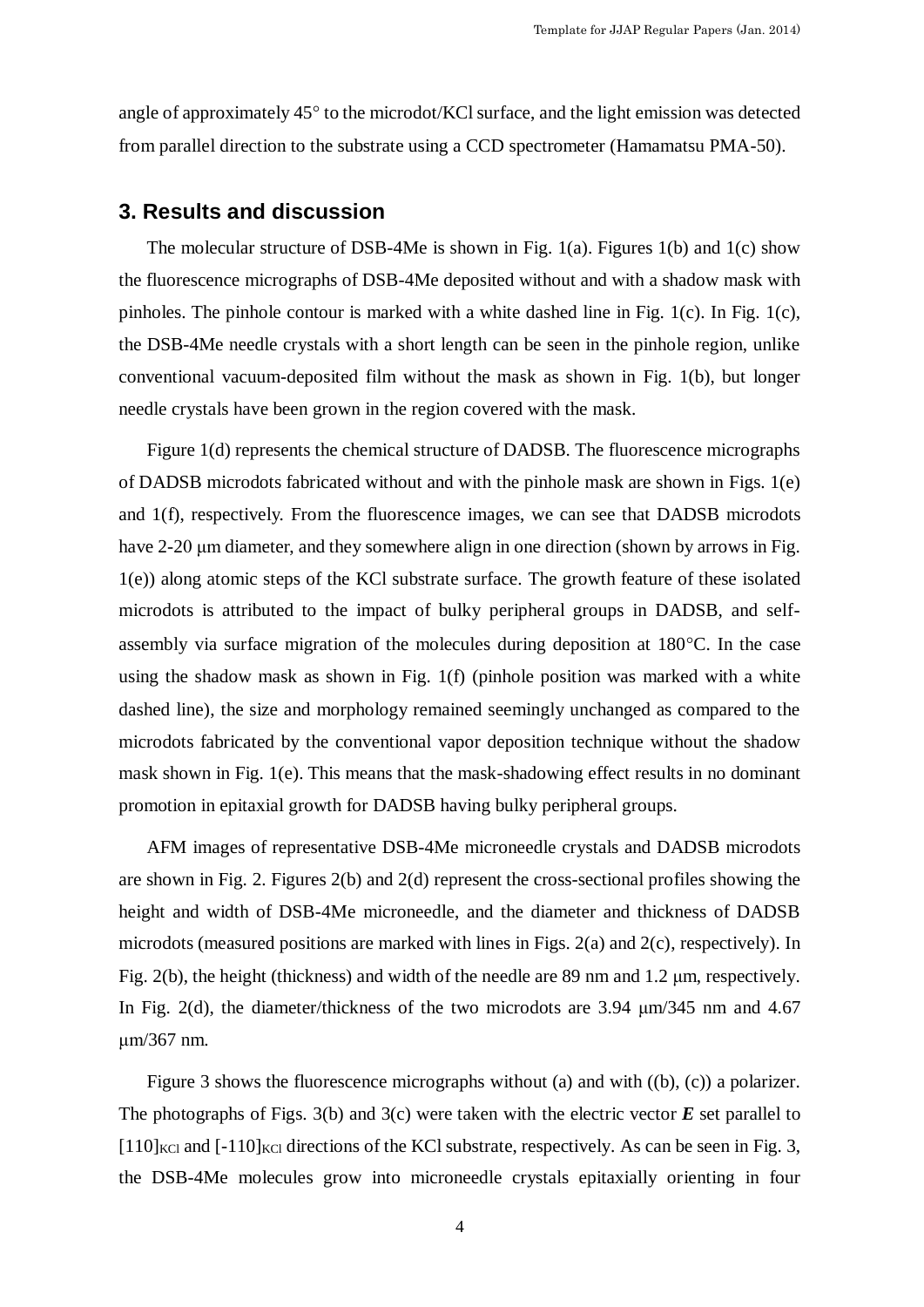angle of approximately 45° to the microdot/KCl surface, and the light emission was detected from parallel direction to the substrate using a CCD spectrometer (Hamamatsu PMA-50).

## 3. Results and discussion

The molecular structure of DSB-4Me is shown in Fig. 1(a). Figures 1(b) and 1(c) show the fluorescence micrographs of DSB-4Me deposited without and with a shadow mask with pinholes. The pinhole contour is marked with a white dashed line in Fig. 1(c). In Fig. 1(c), the DSB-4Me needle crystals with a short length can be seen in the pinhole region, unlike conventional vacuum-deposited film without the mask as shown in Fig. 1(b), but longer needle crystals have been grown in the region covered with the mask.

Figure 1(d) represents the chemical structure of DADSB. The fluorescence micrographs of DADSB microdots fabricated without and with the pinhole mask are shown in Figs. 1(e) and 1(f), respectively. From the fluorescence images, we can see that DADSB microdots have 2-20 μm diameter, and they somewhere align in one direction (shown by arrows in Fig. 1(e)) along atomic steps of the KCl substrate surface. The growth feature of these isolated microdots is attributed to the impact of bulky peripheral groups in DADSB, and self-assembly via surface migration of the molecules during deposition at 180°C. In the case using the shadow mask as shown in Fig. 1(f) (pinhole position was marked with a white dashed line), the size and morphology remained seemingly unchanged as compared to the microdots fabricated by the conventional vapor deposition technique without the shadow mask shown in Fig. 1(e). This means that the mask-shadowing effect results in no dominant promotion in epitaxial growth for DADSB having bulky peripheral groups.

AFM images of representative DSB-4Me microneedle crystals and DADSB microdots are shown in Fig. 2. Figures 2(b) and 2(d) represent the cross-sectional profiles showing the height and width of DSB-4Me microneedle, and the diameter and thickness of DADSB microdots (measured positions are marked with lines in Figs. 2(a) and 2(c), respectively). In Fig. 2(b), the height (thickness) and width of the needle are 89 nm and 1.2 μm, respectively. In Fig. 2(d), the diameter/thickness of the two microdots are 3.94 μm/345 nm and 4.67 μm/367 nm.

Figure 3 shows the fluorescence micrographs without (a) and with ((b), (c)) a polarizer. The photographs of Figs. 3(b) and 3(c) were taken with the electric vector ***E*** set parallel to $[110]_{KCl}$ and $[-110]_{KCl}$ directions of the KCl substrate, respectively. As can be seen in Fig. 3, the DSB-4Me molecules grow into microneedle crystals epitaxially orienting in four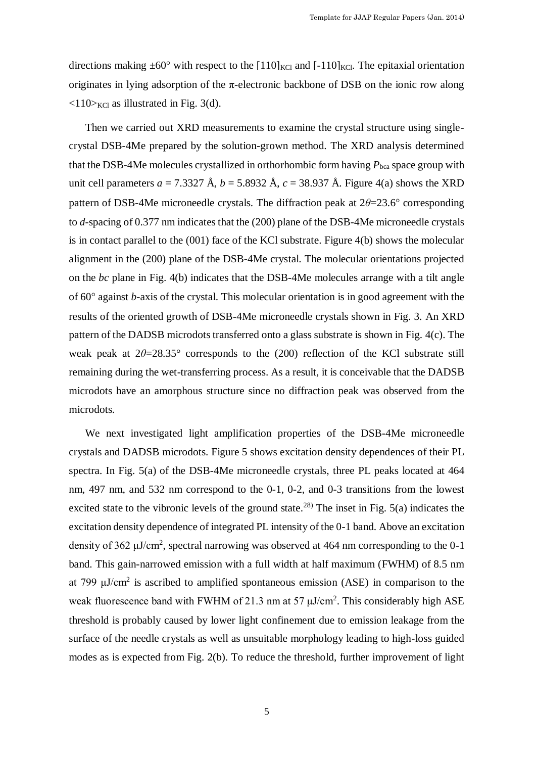directions making ±60° with respect to the $[110]_{KCl}$ and $[-110]_{KCl}$. The epitaxial orientation originates in lying adsorption of the π-electronic backbone of DSB on the ionic row along $<110>_{KCl}$ as illustrated in Fig. 3(d).

Then we carried out XRD measurements to examine the crystal structure using single-crystal DSB-4Me prepared by the solution-grown method. The XRD analysis determined that the DSB-4Me molecules crystallized in orthorhombic form having $P_{bca}$ space group with unit cell parameters $a$ = 7.3327 Å, $b$ = 5.8932 Å, $c$ = 38.937 Å. Figure 4(a) shows the XRD pattern of DSB-4Me microneedle crystals. The diffraction peak at $2\theta$=23.6° corresponding to $d$-spacing of 0.377 nm indicates that the (200) plane of the DSB-4Me microneedle crystals is in contact parallel to the (001) face of the KCl substrate. Figure 4(b) shows the molecular alignment in the (200) plane of the DSB-4Me crystal. The molecular orientations projected on the *bc* plane in Fig. 4(b) indicates that the DSB-4Me molecules arrange with a tilt angle of 60° against $b$-axis of the crystal. This molecular orientation is in good agreement with the results of the oriented growth of DSB-4Me microneedle crystals shown in Fig. 3. An XRD pattern of the DADSB microdots transferred onto a glass substrate is shown in Fig. 4(c). The weak peak at $2\theta$=28.35° corresponds to the (200) reflection of the KCl substrate still remaining during the wet-transferring process. As a result, it is conceivable that the DADSB microdots have an amorphous structure since no diffraction peak was observed from the microdots.

We next investigated light amplification properties of the DSB-4Me microneedle crystals and DADSB microdots. Figure 5 shows excitation density dependences of their PL spectra. In Fig. 5(a) of the DSB-4Me microneedle crystals, three PL peaks located at 464 nm, 497 nm, and 532 nm correspond to the 0-1, 0-2, and 0-3 transitions from the lowest excited state to the vibronic levels of the ground state.[28] The inset in Fig. 5(a) indicates the excitation density dependence of integrated PL intensity of the 0-1 band. Above an excitation density of 362 μJ/cm$^2$, spectral narrowing was observed at 464 nm corresponding to the 0-1 band. This gain-narrowed emission with a full width at half maximum (FWHM) of 8.5 nm at 799 μJ/cm$^2$ is ascribed to amplified spontaneous emission (ASE) in comparison to the weak fluorescence band with FWHM of 21.3 nm at 57 μJ/cm$^2$. This considerably high ASE threshold is probably caused by lower light confinement due to emission leakage from the surface of the needle crystals as well as unsuitable morphology leading to high-loss guided modes as is expected from Fig. 2(b). To reduce the threshold, further improvement of light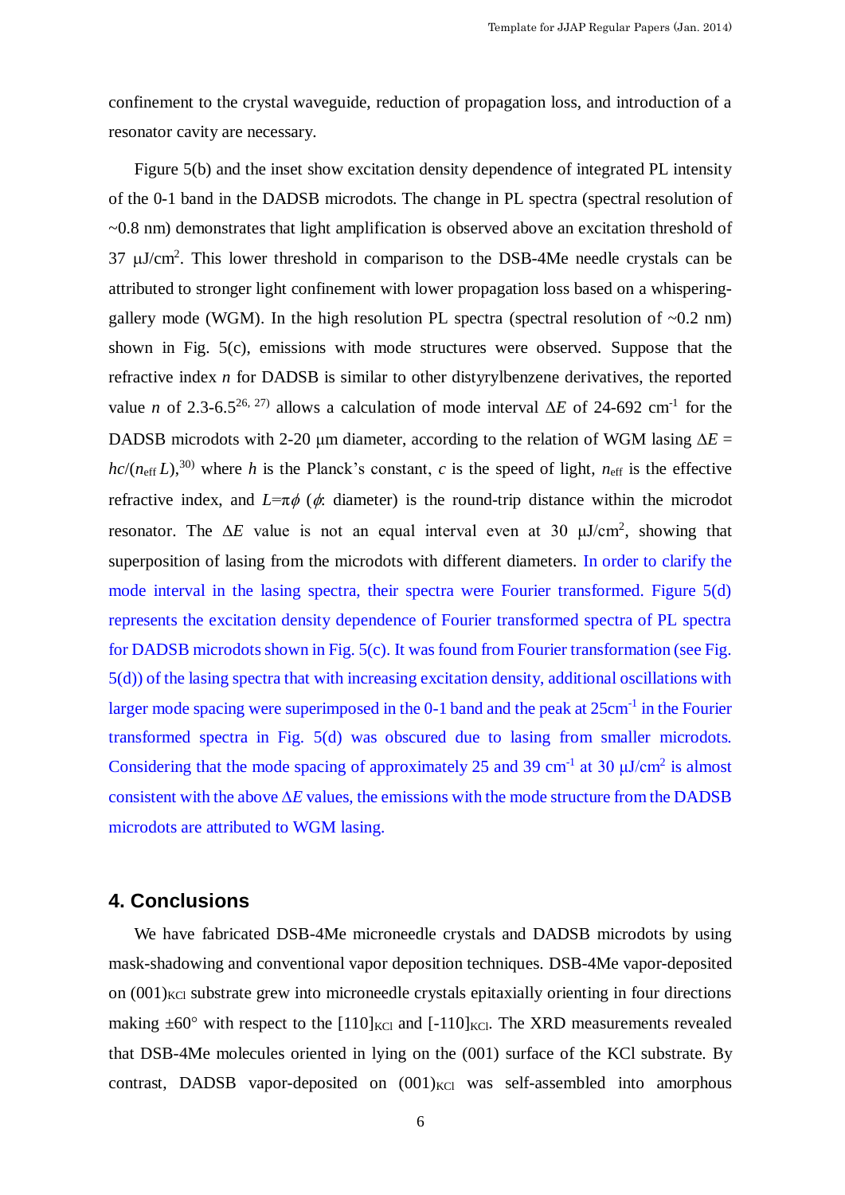confinement to the crystal waveguide, reduction of propagation loss, and introduction of a resonator cavity are necessary.

Figure 5(b) and the inset show excitation density dependence of integrated PL intensity of the 0-1 band in the DADSB microdots. The change in PL spectra (spectral resolution of ~0.8 nm) demonstrates that light amplification is observed above an excitation threshold of 37 μJ/cm$^2$. This lower threshold in comparison to the DSB-4Me needle crystals can be attributed to stronger light confinement with lower propagation loss based on a whispering-gallery mode (WGM). In the high resolution PL spectra (spectral resolution of ~0.2 nm) shown in Fig. 5(c), emissions with mode structures were observed. Suppose that the refractive index $n$ for DADSB is similar to other distyrylbenzene derivatives, the reported value $n$ of 2.3-6.5[26, 27] allows a calculation of mode interval $\Delta E$ of 24-692 cm$^{-1}$ for the DADSB microdots with 2-20 μm diameter, according to the relation of WGM lasing $\Delta E = hc/(n_{\text{eff}} L)$,[30] where $h$ is the Planck's constant, $c$ is the speed of light, $n_{\text{eff}}$ is the effective refractive index, and $L=\pi\phi$ ($\phi$: diameter) is the round-trip distance within the microdot resonator. The $\Delta E$ value is not an equal interval even at 30 μJ/cm$^2$, showing that superposition of lasing from the microdots with different diameters. In order to clarify the mode interval in the lasing spectra, their spectra were Fourier transformed. Figure 5(d) represents the excitation density dependence of Fourier transformed spectra of PL spectra for DADSB microdots shown in Fig. 5(c). It was found from Fourier transformation (see Fig. 5(d)) of the lasing spectra that with increasing excitation density, additional oscillations with larger mode spacing were superimposed in the 0-1 band and the peak at 25cm$^{-1}$ in the Fourier transformed spectra in Fig. 5(d) was obscured due to lasing from smaller microdots. Considering that the mode spacing of approximately 25 and 39 cm$^{-1}$ at 30 μJ/cm$^2$ is almost consistent with the above $\Delta E$ values, the emissions with the mode structure from the DADSB microdots are attributed to WGM lasing.

## 4. Conclusions

We have fabricated DSB-4Me microneedle crystals and DADSB microdots by using mask-shadowing and conventional vapor deposition techniques. DSB-4Me vapor-deposited on $(001)_{\text{KCl}}$ substrate grew into microneedle crystals epitaxially orienting in four directions making ±60° with respect to the $[110]_{\text{KCl}}$ and $[-110]_{\text{KCl}}$. The XRD measurements revealed that DSB-4Me molecules oriented in lying on the (001) surface of the KCl substrate. By contrast, DADSB vapor-deposited on $(001)_{\text{KCl}}$ was self-assembled into amorphous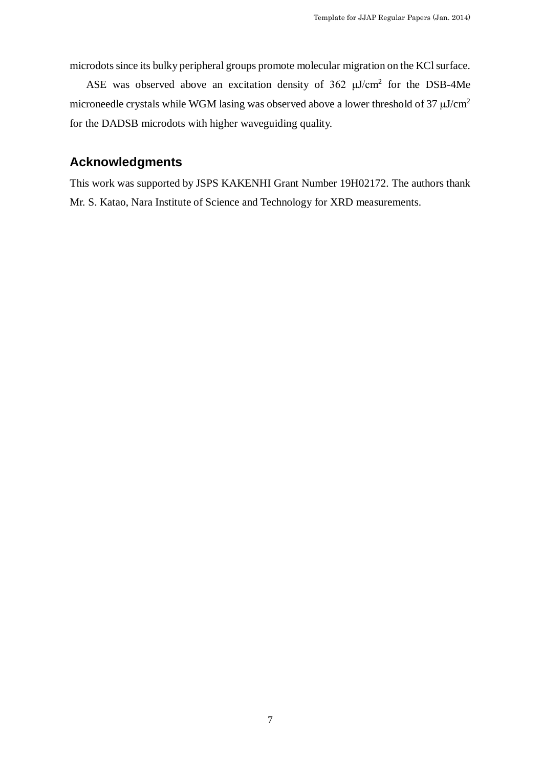microdots since its bulky peripheral groups promote molecular migration on the KCl surface.

ASE was observed above an excitation density of 362 μJ/cm$^2$ for the DSB-4Me microneedle crystals while WGM lasing was observed above a lower threshold of 37 μJ/cm$^2$ for the DADSB microdots with higher waveguiding quality.

## Acknowledgments

This work was supported by JSPS KAKENHI Grant Number 19H02172. The authors thank Mr. S. Katao, Nara Institute of Science and Technology for XRD measurements.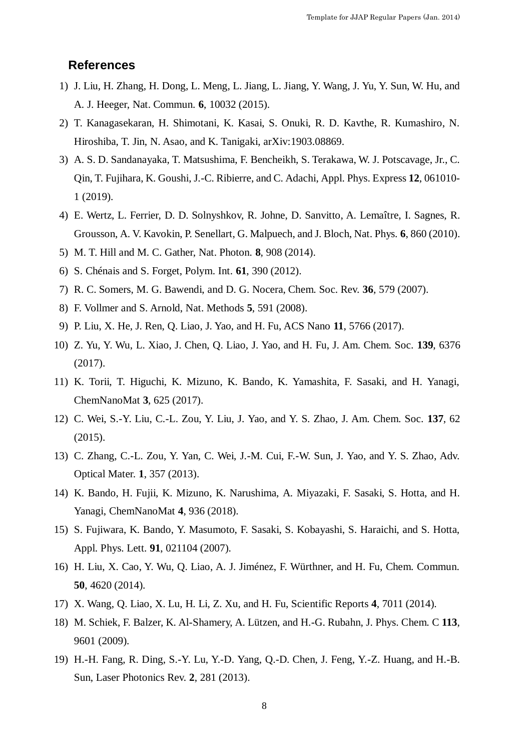## References

1) J. Liu, H. Zhang, H. Dong, L. Meng, L. Jiang, L. Jiang, Y. Wang, J. Yu, Y. Sun, W. Hu, and A. J. Heeger, Nat. Commun. **6**, 10032 (2015).
2) T. Kanagasekaran, H. Shimotani, K. Kasai, S. Onuki, R. D. Kavthe, R. Kumashiro, N. Hiroshiba, T. Jin, N. Asao, and K. Tanigaki, arXiv:1903.08869.
3) A. S. D. Sandanayaka, T. Matsushima, F. Bencheikh, S. Terakawa, W. J. Potscavage, Jr., C. Qin, T. Fujihara, K. Goushi, J.-C. Ribierre, and C. Adachi, Appl. Phys. Express **12**, 061010-1 (2019).
4) E. Wertz, L. Ferrier, D. D. Solnyshkov, R. Johne, D. Sanvitto, A. Lemaître, I. Sagnes, R. Grousson, A. V. Kavokin, P. Senellart, G. Malpuech, and J. Bloch, Nat. Phys. **6**, 860 (2010).
5) M. T. Hill and M. C. Gather, Nat. Photon. **8**, 908 (2014).
6) S. Chénais and S. Forget, Polym. Int. **61**, 390 (2012).
7) R. C. Somers, M. G. Bawendi, and D. G. Nocera, Chem. Soc. Rev. **36**, 579 (2007).
8) F. Vollmer and S. Arnold, Nat. Methods **5**, 591 (2008).
9) P. Liu, X. He, J. Ren, Q. Liao, J. Yao, and H. Fu, ACS Nano **11**, 5766 (2017).
10) Z. Yu, Y. Wu, L. Xiao, J. Chen, Q. Liao, J. Yao, and H. Fu, J. Am. Chem. Soc. **139**, 6376 (2017).
11) K. Torii, T. Higuchi, K. Mizuno, K. Bando, K. Yamashita, F. Sasaki, and H. Yanagi, ChemNanoMat **3**, 625 (2017).
12) C. Wei, S.-Y. Liu, C.-L. Zou, Y. Liu, J. Yao, and Y. S. Zhao, J. Am. Chem. Soc. **137**, 62 (2015).
13) C. Zhang, C.-L. Zou, Y. Yan, C. Wei, J.-M. Cui, F.-W. Sun, J. Yao, and Y. S. Zhao, Adv. Optical Mater. **1**, 357 (2013).
14) K. Bando, H. Fujii, K. Mizuno, K. Narushima, A. Miyazaki, F. Sasaki, S. Hotta, and H. Yanagi, ChemNanoMat **4**, 936 (2018).
15) S. Fujiwara, K. Bando, Y. Masumoto, F. Sasaki, S. Kobayashi, S. Haraichi, and S. Hotta, Appl. Phys. Lett. **91**, 021104 (2007).
16) H. Liu, X. Cao, Y. Wu, Q. Liao, A. J. Jiménez, F. Würthner, and H. Fu, Chem. Commun. **50**, 4620 (2014).
17) X. Wang, Q. Liao, X. Lu, H. Li, Z. Xu, and H. Fu, Scientific Reports **4**, 7011 (2014).
18) M. Schiek, F. Balzer, K. Al-Shamery, A. Lützen, and H.-G. Rubahn, J. Phys. Chem. C **113**, 9601 (2009).
19) H.-H. Fang, R. Ding, S.-Y. Lu, Y.-D. Yang, Q.-D. Chen, J. Feng, Y.-Z. Huang, and H.-B. Sun, Laser Photonics Rev. **2**, 281 (2013).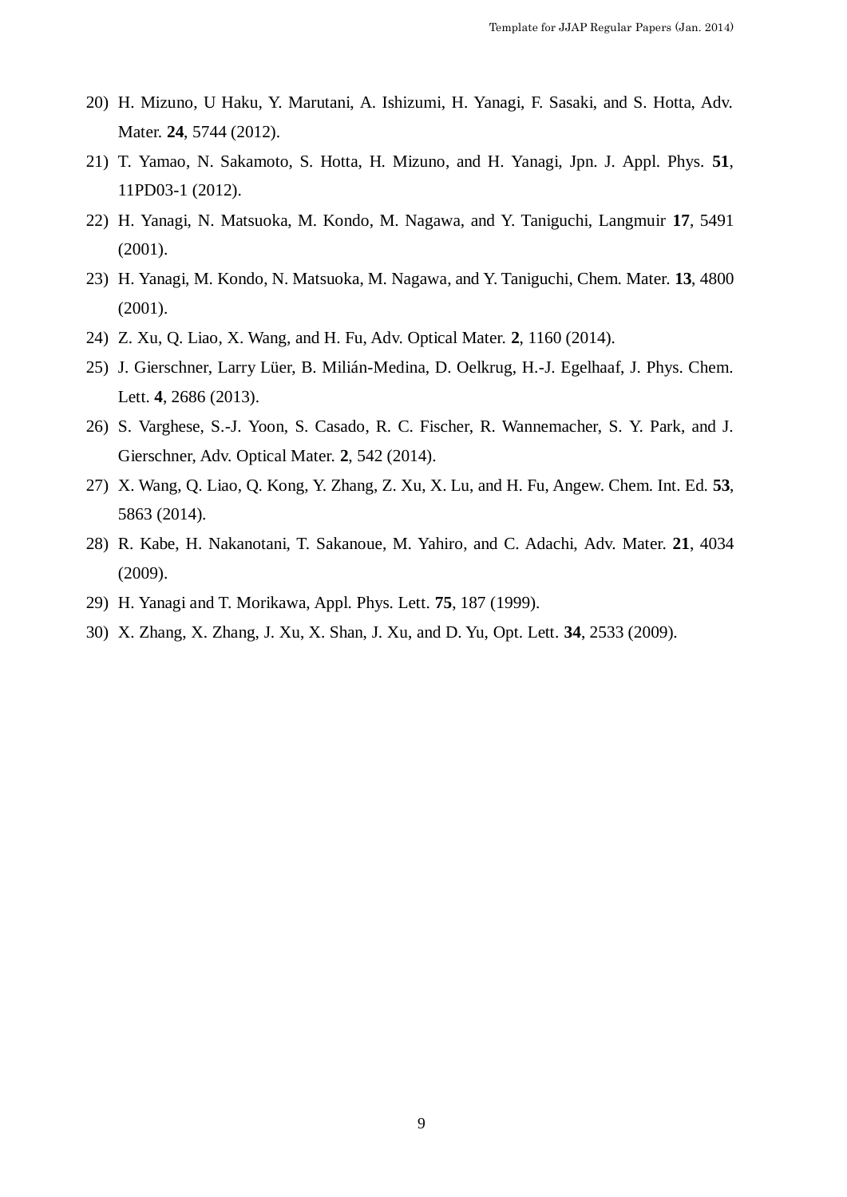20) H. Mizuno, U Haku, Y. Marutani, A. Ishizumi, H. Yanagi, F. Sasaki, and S. Hotta, Adv. Mater. **24**, 5744 (2012).

21) T. Yamao, N. Sakamoto, S. Hotta, H. Mizuno, and H. Yanagi, Jpn. J. Appl. Phys. **51**, 11PD03-1 (2012).

22) H. Yanagi, N. Matsuoka, M. Kondo, M. Nagawa, and Y. Taniguchi, Langmuir **17**, 5491 (2001).

23) H. Yanagi, M. Kondo, N. Matsuoka, M. Nagawa, and Y. Taniguchi, Chem. Mater. **13**, 4800 (2001).

24) Z. Xu, Q. Liao, X. Wang, and H. Fu, Adv. Optical Mater. **2**, 1160 (2014).

25) J. Gierschner, Larry Lüer, B. Milián-Medina, D. Oelkrug, H.-J. Egelhaaf, J. Phys. Chem. Lett. **4**, 2686 (2013).

26) S. Varghese, S.-J. Yoon, S. Casado, R. C. Fischer, R. Wannemacher, S. Y. Park, and J. Gierschner, Adv. Optical Mater. **2**, 542 (2014).

27) X. Wang, Q. Liao, Q. Kong, Y. Zhang, Z. Xu, X. Lu, and H. Fu, Angew. Chem. Int. Ed. **53**, 5863 (2014).

28) R. Kabe, H. Nakanotani, T. Sakanoue, M. Yahiro, and C. Adachi, Adv. Mater. **21**, 4034 (2009).

29) H. Yanagi and T. Morikawa, Appl. Phys. Lett. **75**, 187 (1999).

30) X. Zhang, X. Zhang, J. Xu, X. Shan, J. Xu, and D. Yu, Opt. Lett. **34**, 2533 (2009).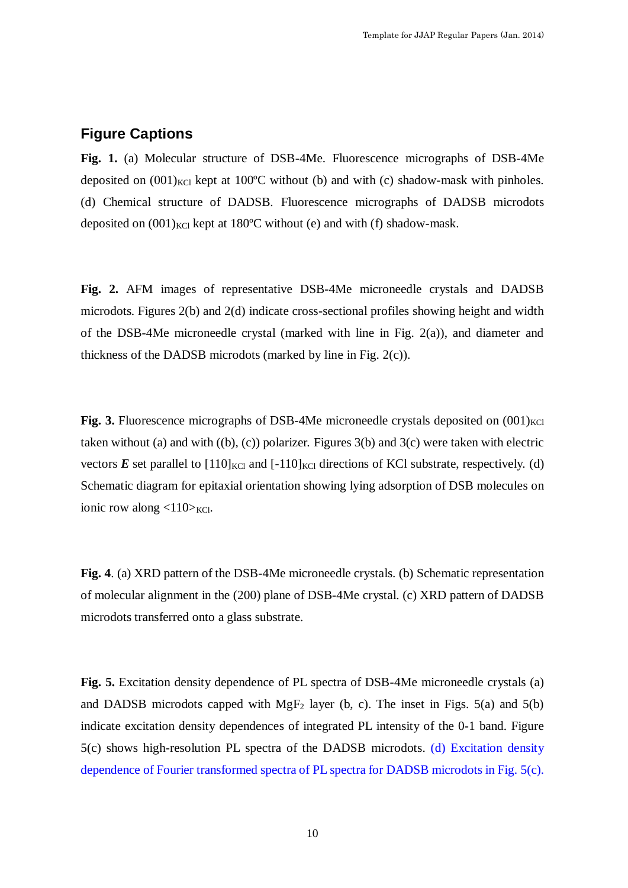## Figure Captions

**Fig. 1.** (a) Molecular structure of DSB-4Me. Fluorescence micrographs of DSB-4Me deposited on $(001)_{KCl}$ kept at 100ºC without (b) and with (c) shadow-mask with pinholes. (d) Chemical structure of DADSB. Fluorescence micrographs of DADSB microdots deposited on $(001)_{KCl}$ kept at 180ºC without (e) and with (f) shadow-mask.

**Fig. 2.** AFM images of representative DSB-4Me microneedle crystals and DADSB microdots. Figures 2(b) and 2(d) indicate cross-sectional profiles showing height and width of the DSB-4Me microneedle crystal (marked with line in Fig. 2(a)), and diameter and thickness of the DADSB microdots (marked by line in Fig. 2(c)).

**Fig. 3.** Fluorescence micrographs of DSB-4Me microneedle crystals deposited on $(001)_{KCl}$ taken without (a) and with ((b), (c)) polarizer. Figures 3(b) and 3(c) were taken with electric vectors $\boldsymbol{E}$ set parallel to $[110]_{KCl}$ and $[-110]_{KCl}$ directions of KCl substrate, respectively. (d) Schematic diagram for epitaxial orientation showing lying adsorption of DSB molecules on ionic row along $<110>_{KCl}$.

**Fig. 4**. (a) XRD pattern of the DSB-4Me microneedle crystals. (b) Schematic representation of molecular alignment in the (200) plane of DSB-4Me crystal. (c) XRD pattern of DADSB microdots transferred onto a glass substrate.

**Fig. 5.** Excitation density dependence of PL spectra of DSB-4Me microneedle crystals (a) and DADSB microdots capped with $MgF_2$ layer (b, c). The inset in Figs. 5(a) and 5(b) indicate excitation density dependences of integrated PL intensity of the 0-1 band. Figure 5(c) shows high-resolution PL spectra of the DADSB microdots. (d) Excitation density dependence of Fourier transformed spectra of PL spectra for DADSB microdots in Fig. 5(c).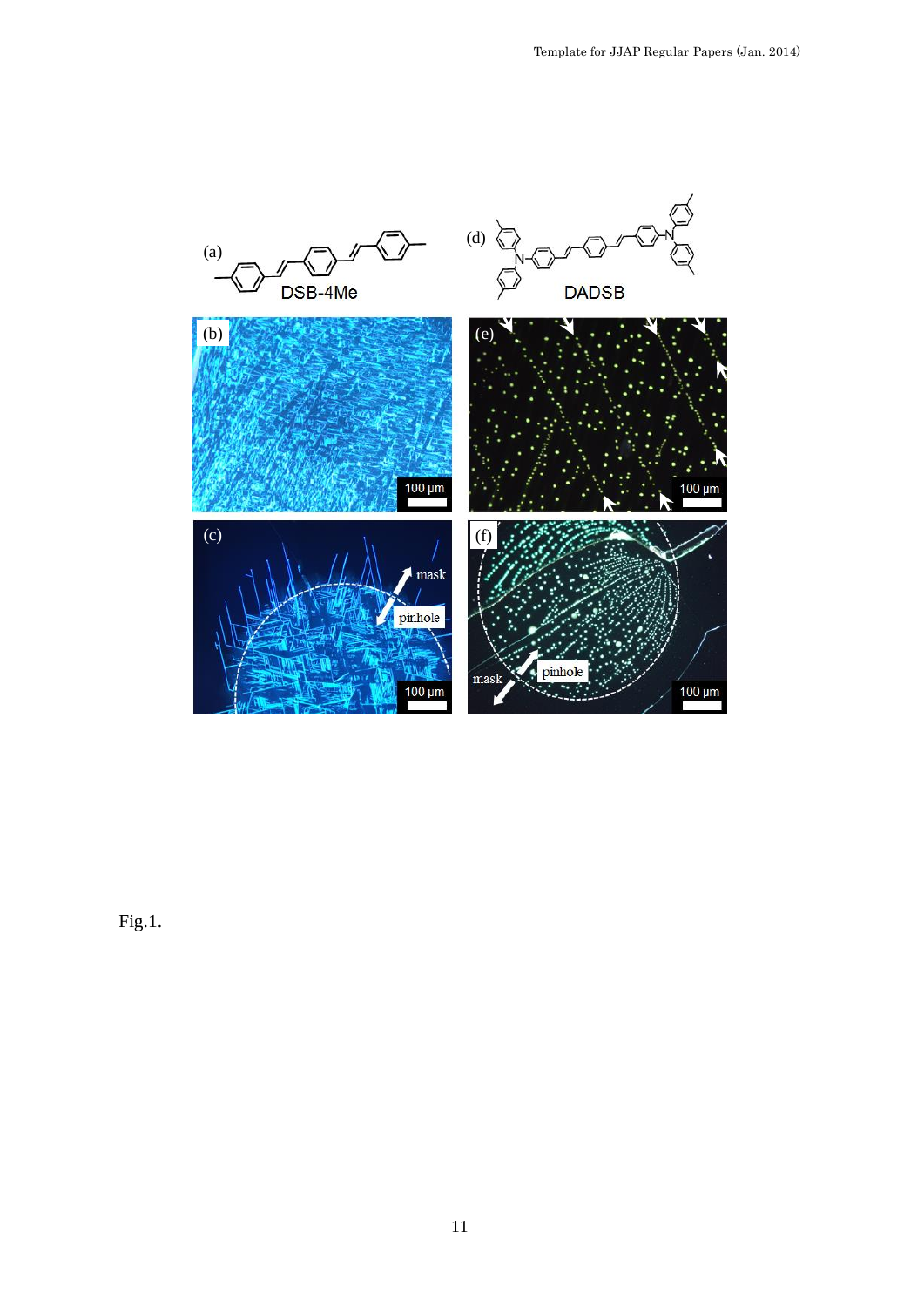Fig.1.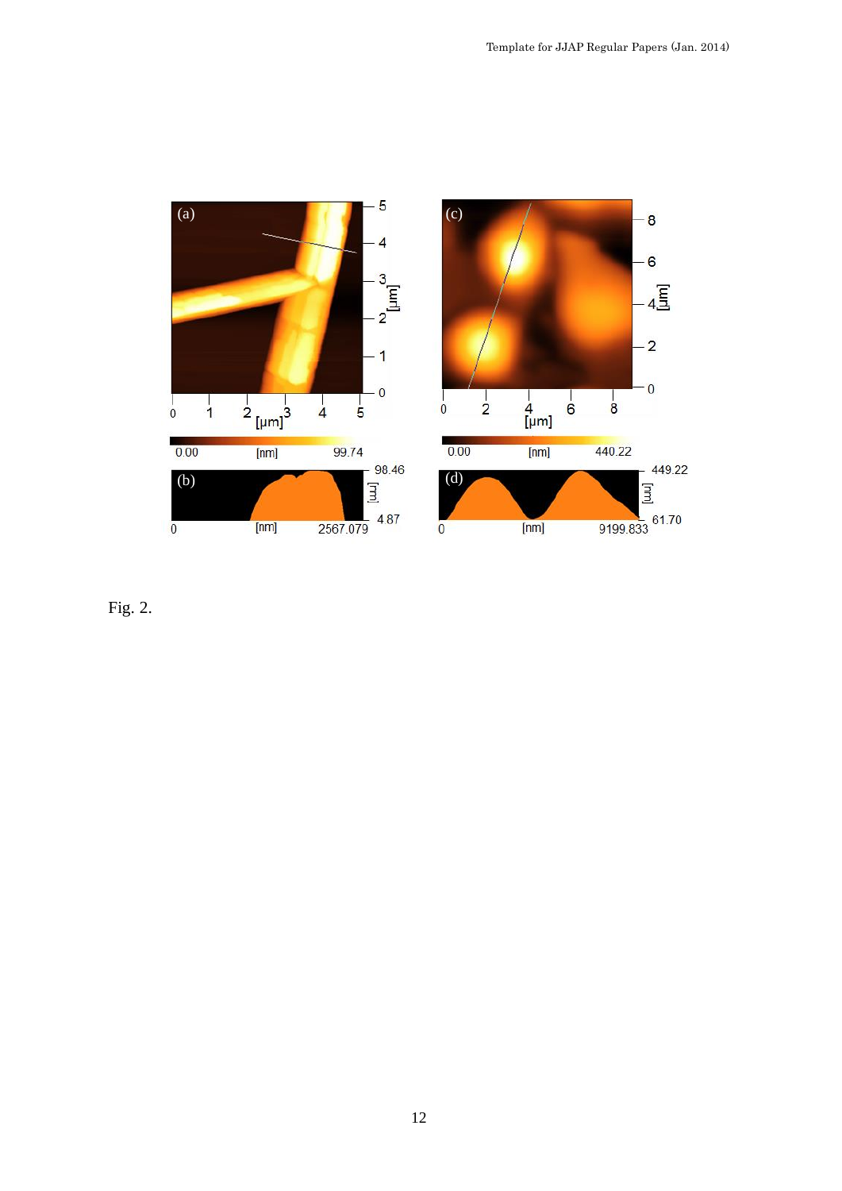Fig. 2.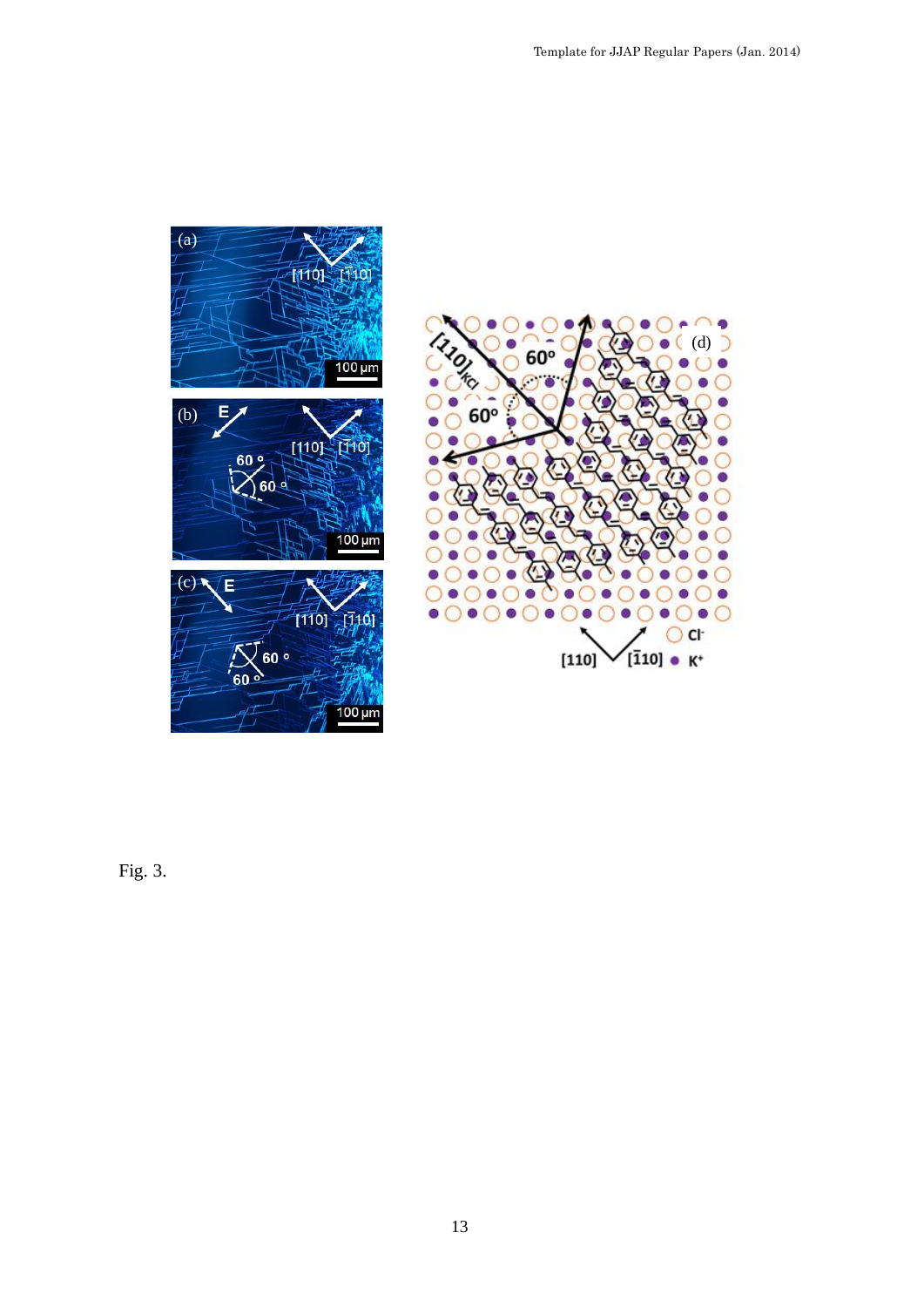Fig. 3.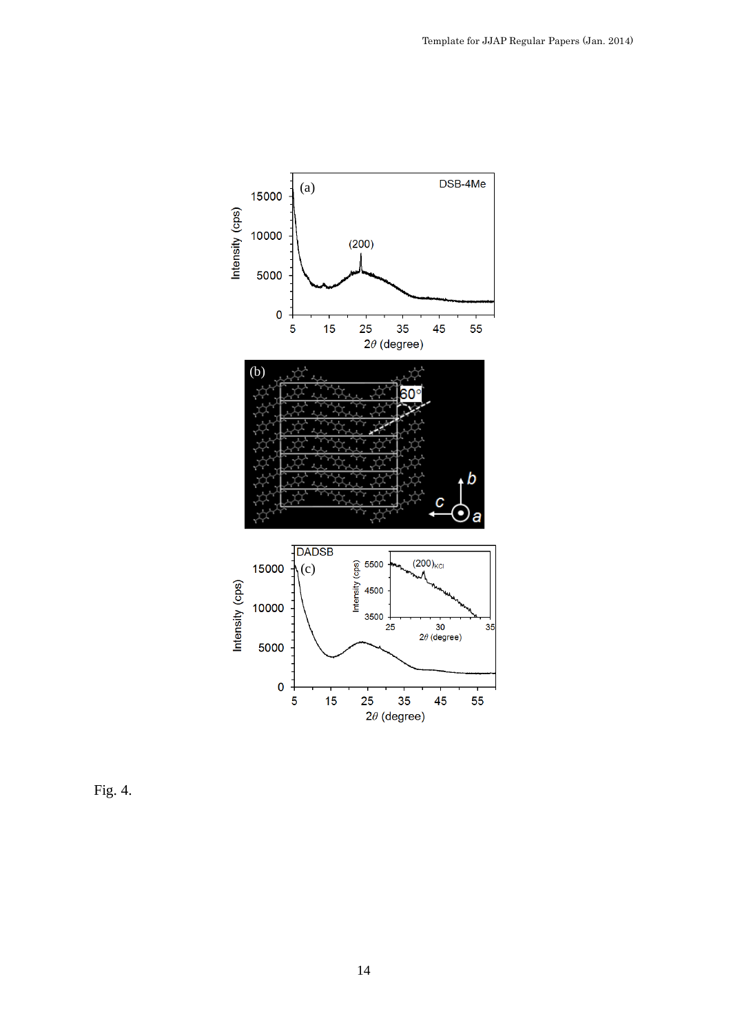Fig. 4.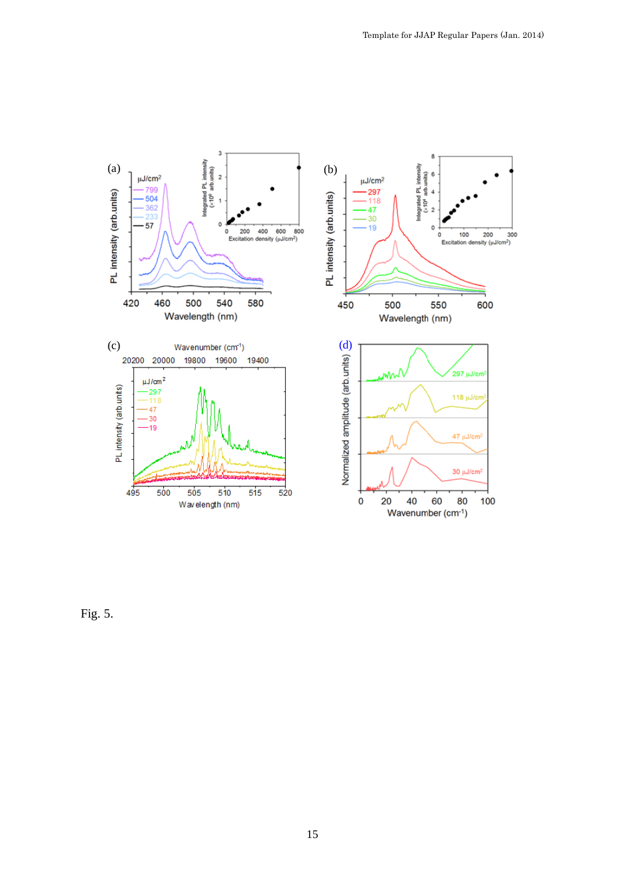(a)

μJ/cm²
799
504
362
233
57

PL intensity (arb.units)

Wavelength (nm)

420 460 500 540 580

Integrated PL intensity (×10⁶ arb.units)

Excitation density (μJ/cm²)

0 200 400 600 800

0 1 2 3

(b)

μJ/cm²
297
118
47
30
19

PL intensity (arb.units)

Wavelength (nm)

450 500 550 600

Integrated PL intensity (×10⁴ arb.units)

Excitation density (μJ/cm²)

0 100 200 300

0 2 4 6 8

(c)

Wavenumber (cm⁻¹)

20200 20000 19800 19600 19400

μJ/cm²
297
118
47
30
19

PL intensity (arb.units)

Wavelength (nm)

495 500 505 510 515 520

(d)

Normalized amplitude (arb.units)

297 μJ/cm²
118 μJ/cm²
47 μJ/cm²
30 μJ/cm²

Wavenumber (cm⁻¹)

0 20 40 60 80 100

Fig. 5.